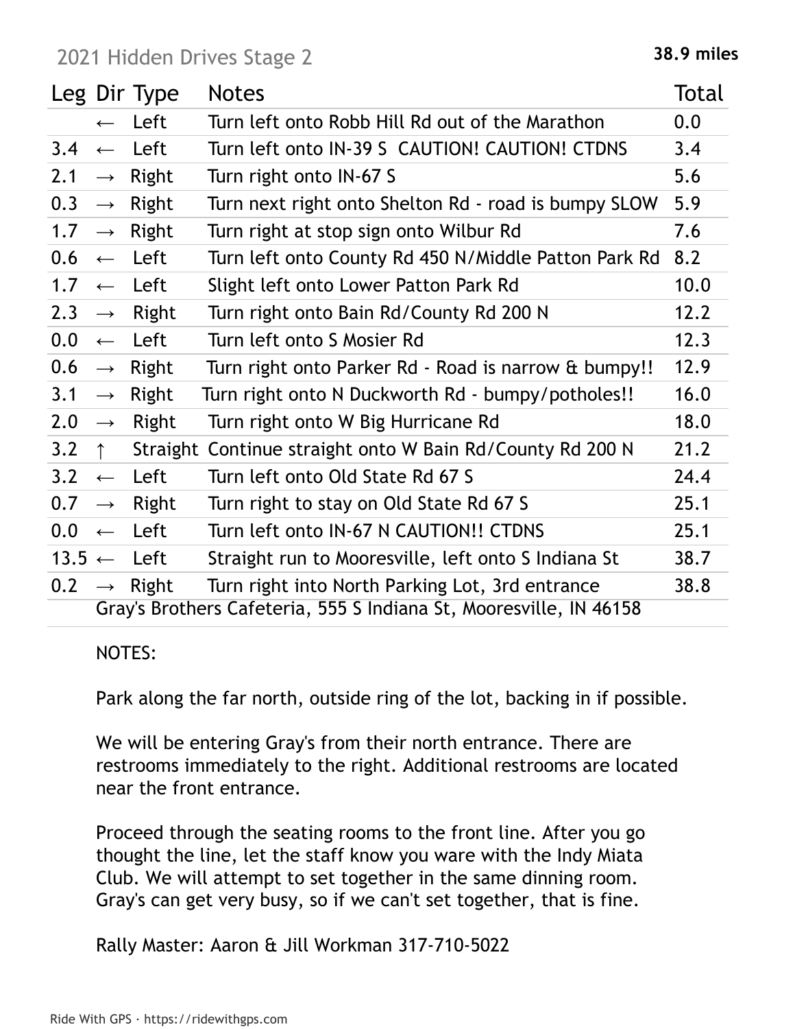# 2021 Hidden Drives Stage 2

**38.9 miles**

| Leg | Dir | Type | Notes | Total |
|---|---|---|---|---|
| | ← | Left | Turn left onto Robb Hill Rd out of the Marathon | 0.0 |
| 3.4 | ← | Left | Turn left onto IN-39 S CAUTION! CAUTION! CTDNS | 3.4 |
| 2.1 | → | Right | Turn right onto IN-67 S | 5.6 |
| 0.3 | → | Right | Turn next right onto Shelton Rd - road is bumpy SLOW | 5.9 |
| 1.7 | → | Right | Turn right at stop sign onto Wilbur Rd | 7.6 |
| 0.6 | ← | Left | Turn left onto County Rd 450 N/Middle Patton Park Rd | 8.2 |
| 1.7 | ← | Left | Slight left onto Lower Patton Park Rd | 10.0 |
| 2.3 | → | Right | Turn right onto Bain Rd/County Rd 200 N | 12.2 |
| 0.0 | ← | Left | Turn left onto S Mosier Rd | 12.3 |
| 0.6 | → | Right | Turn right onto Parker Rd - Road is narrow & bumpy!! | 12.9 |
| 3.1 | → | Right | Turn right onto N Duckworth Rd - bumpy/potholes!! | 16.0 |
| 2.0 | → | Right | Turn right onto W Big Hurricane Rd | 18.0 |
| 3.2 | ↑ | Straight | Continue straight onto W Bain Rd/County Rd 200 N | 21.2 |
| 3.2 | ← | Left | Turn left onto Old State Rd 67 S | 24.4 |
| 0.7 | → | Right | Turn right to stay on Old State Rd 67 S | 25.1 |
| 0.0 | ← | Left | Turn left onto IN-67 N CAUTION!! CTDNS | 25.1 |
| 13.5 | ← | Left | Straight run to Mooresville, left onto S Indiana St | 38.7 |
| 0.2 | → | Right | Turn right into North Parking Lot, 3rd entrance | 38.8 |
| | | | Gray's Brothers Cafeteria, 555 S Indiana St, Mooresville, IN 46158 | |

NOTES:

Park along the far north, outside ring of the lot, backing in if possible.

We will be entering Gray's from their north entrance. There are restrooms immediately to the right. Additional restrooms are located near the front entrance.

Proceed through the seating rooms to the front line. After you go thought the line, let the staff know you ware with the Indy Miata Club. We will attempt to set together in the same dinning room. Gray's can get very busy, so if we can't set together, that is fine.

Rally Master: Aaron & Jill Workman 317-710-5022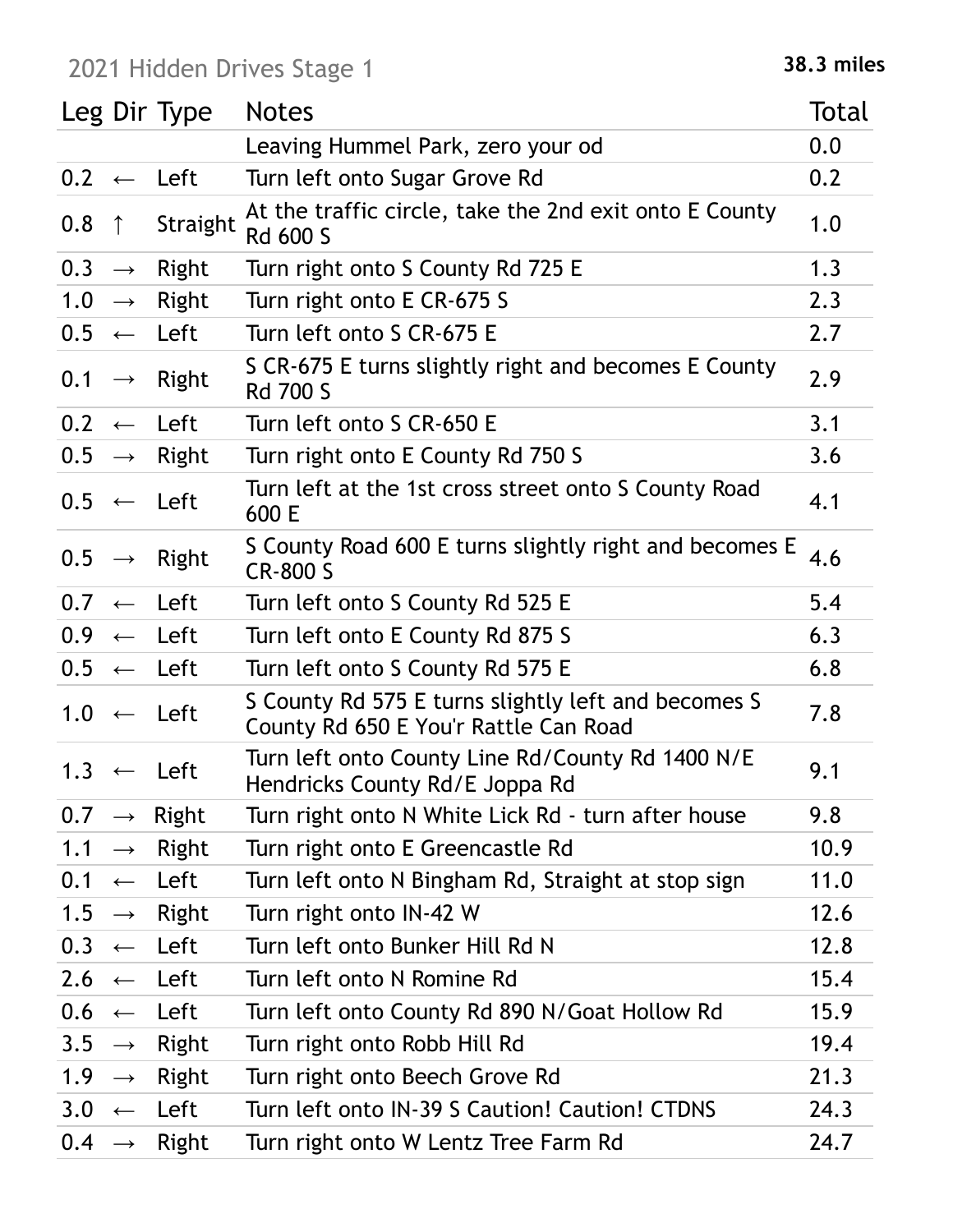2021 Hidden Drives Stage 1 **38.3 miles**

| Leg | Dir | Type | Notes | Total |
|---|---|---|---|---|
| | | | Leaving Hummel Park, zero your od | 0.0 |
| 0.2 | ← | Left | Turn left onto Sugar Grove Rd | 0.2 |
| 0.8 | ↑ | Straight | At the traffic circle, take the 2nd exit onto E County Rd 600 S | 1.0 |
| 0.3 | → | Right | Turn right onto S County Rd 725 E | 1.3 |
| 1.0 | → | Right | Turn right onto E CR-675 S | 2.3 |
| 0.5 | ← | Left | Turn left onto S CR-675 E | 2.7 |
| 0.1 | → | Right | S CR-675 E turns slightly right and becomes E County Rd 700 S | 2.9 |
| 0.2 | ← | Left | Turn left onto S CR-650 E | 3.1 |
| 0.5 | → | Right | Turn right onto E County Rd 750 S | 3.6 |
| 0.5 | ← | Left | Turn left at the 1st cross street onto S County Road 600 E | 4.1 |
| 0.5 | → | Right | S County Road 600 E turns slightly right and becomes E CR-800 S | 4.6 |
| 0.7 | ← | Left | Turn left onto S County Rd 525 E | 5.4 |
| 0.9 | ← | Left | Turn left onto E County Rd 875 S | 6.3 |
| 0.5 | ← | Left | Turn left onto S County Rd 575 E | 6.8 |
| 1.0 | ← | Left | S County Rd 575 E turns slightly left and becomes S County Rd 650 E You'r Rattle Can Road | 7.8 |
| 1.3 | ← | Left | Turn left onto County Line Rd/County Rd 1400 N/E Hendricks County Rd/E Joppa Rd | 9.1 |
| 0.7 | → | Right | Turn right onto N White Lick Rd - turn after house | 9.8 |
| 1.1 | → | Right | Turn right onto E Greencastle Rd | 10.9 |
| 0.1 | ← | Left | Turn left onto N Bingham Rd, Straight at stop sign | 11.0 |
| 1.5 | → | Right | Turn right onto IN-42 W | 12.6 |
| 0.3 | ← | Left | Turn left onto Bunker Hill Rd N | 12.8 |
| 2.6 | ← | Left | Turn left onto N Romine Rd | 15.4 |
| 0.6 | ← | Left | Turn left onto County Rd 890 N/Goat Hollow Rd | 15.9 |
| 3.5 | → | Right | Turn right onto Robb Hill Rd | 19.4 |
| 1.9 | → | Right | Turn right onto Beech Grove Rd | 21.3 |
| 3.0 | ← | Left | Turn left onto IN-39 S Caution! Caution! CTDNS | 24.3 |
| 0.4 | → | Right | Turn right onto W Lentz Tree Farm Rd | 24.7 |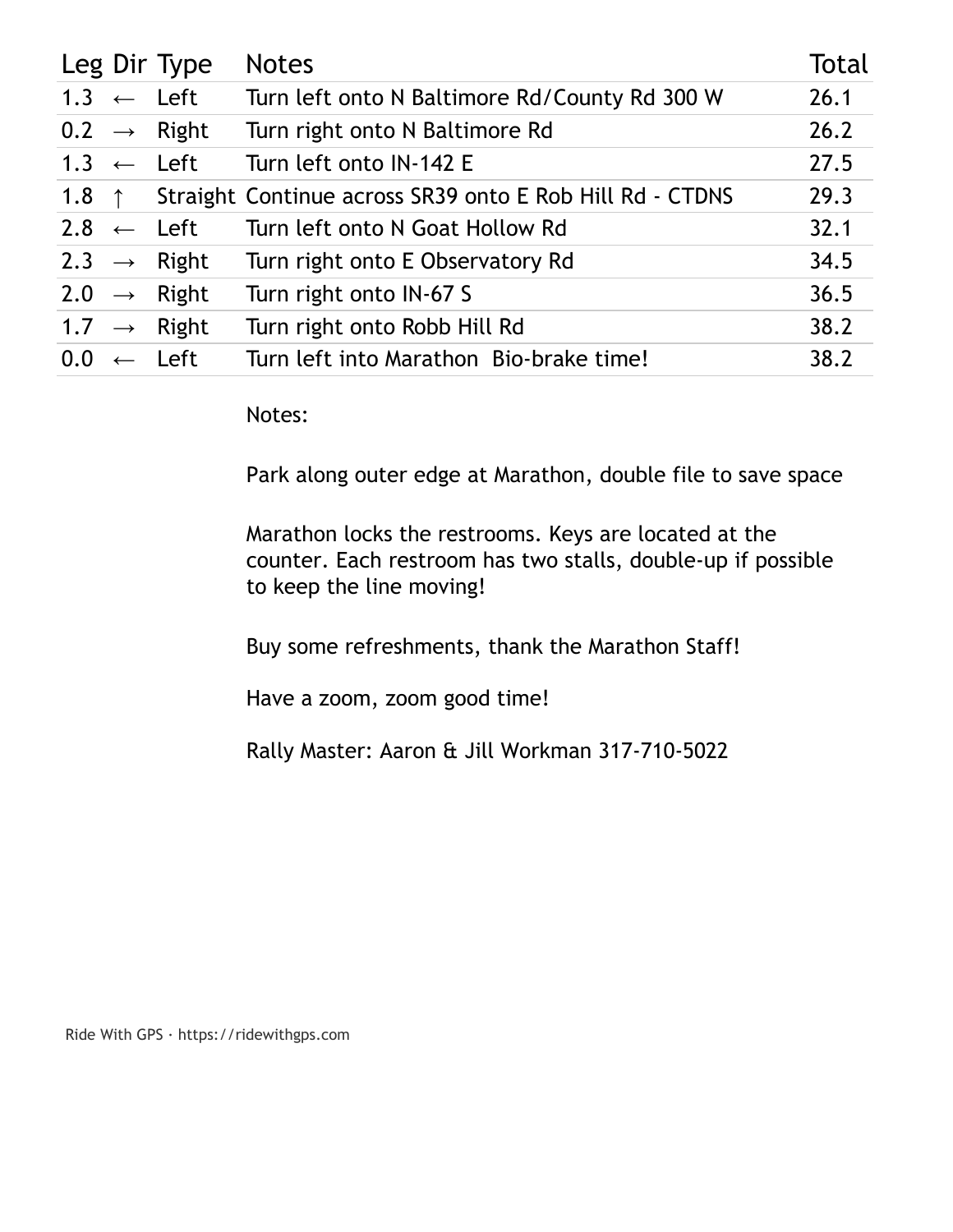| Leg | Dir | Type | Notes | Total |
| --- | --- | --- | --- | --- |
| 1.3 | ← | Left | Turn left onto N Baltimore Rd/County Rd 300 W | 26.1 |
| 0.2 | → | Right | Turn right onto N Baltimore Rd | 26.2 |
| 1.3 | ← | Left | Turn left onto IN-142 E | 27.5 |
| 1.8 | ↑ | Straight | Continue across SR39 onto E Rob Hill Rd - CTDNS | 29.3 |
| 2.8 | ← | Left | Turn left onto N Goat Hollow Rd | 32.1 |
| 2.3 | → | Right | Turn right onto E Observatory Rd | 34.5 |
| 2.0 | → | Right | Turn right onto IN-67 S | 36.5 |
| 1.7 | → | Right | Turn right onto Robb Hill Rd | 38.2 |
| 0.0 | ← | Left | Turn left into Marathon  Bio-brake time! | 38.2 |

Notes:

Park along outer edge at Marathon, double file to save space

Marathon locks the restrooms. Keys are located at the counter. Each restroom has two stalls, double-up if possible to keep the line moving!

Buy some refreshments, thank the Marathon Staff!

Have a zoom, zoom good time!

Rally Master: Aaron & Jill Workman 317-710-5022

Ride With GPS · https://ridewithgps.com